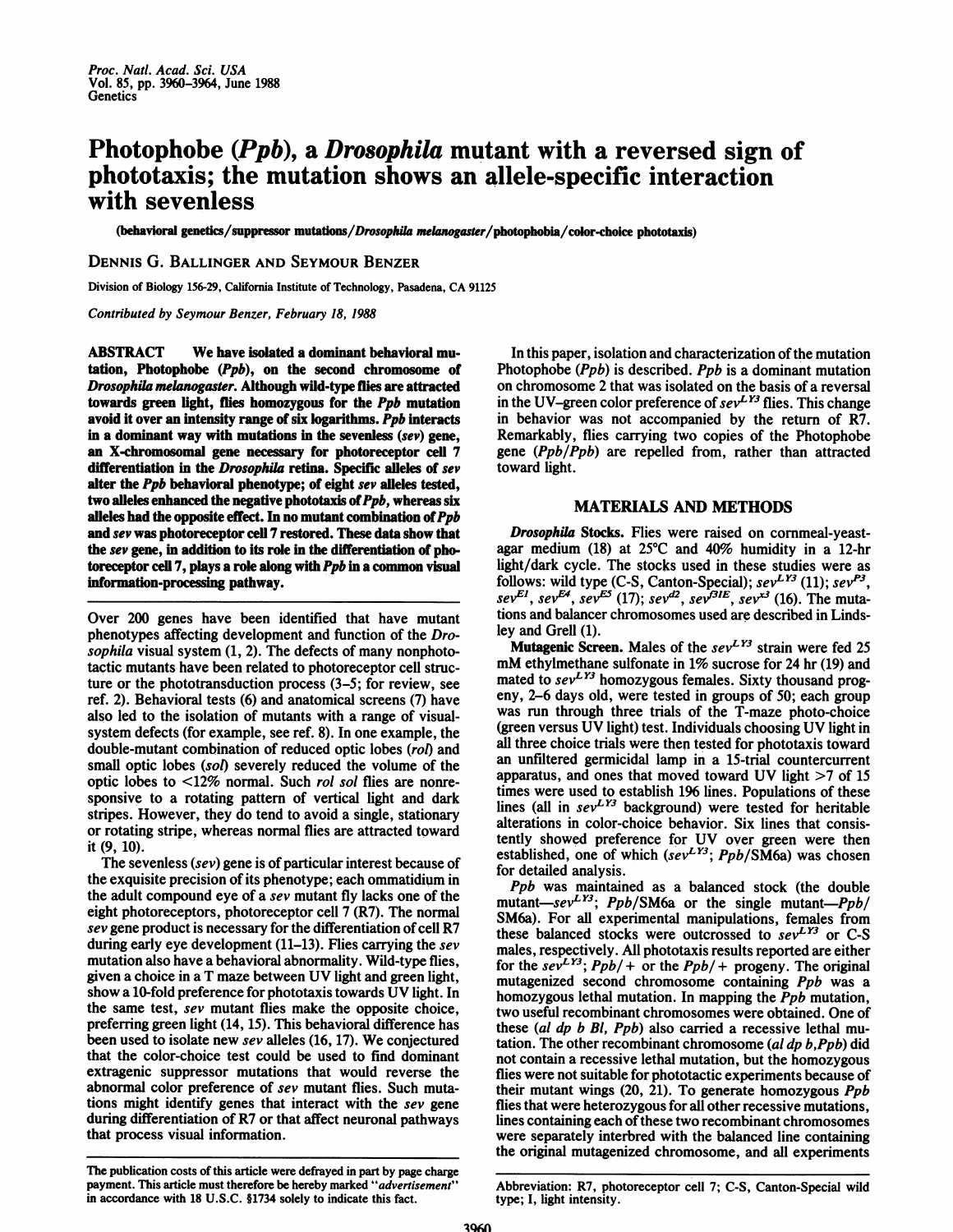# Photophobe (*Ppb*), a *Drosophila* mutant with a reversed sign of phototaxis; the mutation shows an allele-specific interaction with sevenless

(behavioral genetics/suppressor mutations/*Drosophila melanogaster*/photophobia/color-choice phototaxis)

DENNIS G. BALLINGER AND SEYMOUR BENZER

Division of Biology 156-29, California Institute of Technology, Pasadena, CA 91125

*Contributed by Seymour Benzer, February 18, 1988*

**ABSTRACT** We have isolated a dominant behavioral mutation, Photophobe (*Ppb*), on the second chromosome of *Drosophila melanogaster*. Although wild-type flies are attracted towards green light, flies homozygous for the *Ppb* mutation avoid it over an intensity range of six logarithms. *Ppb* interacts in a dominant way with mutations in the sevenless (*sev*) gene, an X-chromosomal gene necessary for photoreceptor cell 7 differentiation in the *Drosophila* retina. Specific alleles of *sev* alter the *Ppb* behavioral phenotype; of eight *sev* alleles tested, two alleles enhanced the negative phototaxis of *Ppb*, whereas six alleles had the opposite effect. In no mutant combination of *Ppb* and *sev* was photoreceptor cell 7 restored. These data show that the *sev* gene, in addition to its role in the differentiation of photoreceptor cell 7, plays a role along with *Ppb* in a common visual information-processing pathway.

Over 200 genes have been identified that have mutant phenotypes affecting development and function of the *Drosophila* visual system (1, 2). The defects of many nonphototactic mutants have been related to photoreceptor cell structure or the phototransduction process (3–5; for review, see ref. 2). Behavioral tests (6) and anatomical screens (7) have also led to the isolation of mutants with a range of visual-system defects (for example, see ref. 8). In one example, the double-mutant combination of reduced optic lobes (*rol*) and small optic lobes (*sol*) severely reduced the volume of the optic lobes to <12% normal. Such *rol sol* flies are nonresponsive to a rotating pattern of vertical light and dark stripes. However, they do tend to avoid a single, stationary or rotating stripe, whereas normal flies are attracted toward it (9, 10).

The sevenless (*sev*) gene is of particular interest because of the exquisite precision of its phenotype; each ommatidium in the adult compound eye of a *sev* mutant fly lacks one of the eight photoreceptors, photoreceptor cell 7 (R7). The normal *sev* gene product is necessary for the differentiation of cell R7 during early eye development (11–13). Flies carrying the *sev* mutation also have a behavioral abnormality. Wild-type flies, given a choice in a T maze between UV light and green light, show a 10-fold preference for phototaxis towards UV light. In the same test, *sev* mutant flies make the opposite choice, preferring green light (14, 15). This behavioral difference has been used to isolate new *sev* alleles (16, 17). We conjectured that the color-choice test could be used to find dominant extragenic suppressor mutations that would reverse the abnormal color preference of *sev* mutant flies. Such mutations might identify genes that interact with the *sev* gene during differentiation of R7 or that affect neuronal pathways that process visual information.

In this paper, isolation and characterization of the mutation Photophobe (*Ppb*) is described. *Ppb* is a dominant mutation on chromosome 2 that was isolated on the basis of a reversal in the UV–green color preference of $sev^{LY3}$ flies. This change in behavior was not accompanied by the return of R7. Remarkably, flies carrying two copies of the Photophobe gene (*Ppb/Ppb*) are repelled from, rather than attracted toward light.

## MATERIALS AND METHODS

***Drosophila* Stocks.** Flies were raised on cornmeal-yeast-agar medium (18) at 25°C and 40% humidity in a 12-hr light/dark cycle. The stocks used in these studies were as follows: wild type (C-S, Canton-Special); $sev^{LY3}$ (11); $sev^{P3}$, $sev^{E1}$, $sev^{E4}$, $sev^{E5}$ (17); $sev^{d2}$, $sev^{\beta 1E}$, $sev^{x3}$ (16). The mutations and balancer chromosomes used are described in Lindsley and Grell (1).

**Mutagenic Screen.** Males of the $sev^{LY3}$ strain were fed 25 mM ethylmethane sulfonate in 1% sucrose for 24 hr (19) and mated to $sev^{LY3}$ homozygous females. Sixty thousand progeny, 2–6 days old, were tested in groups of 50; each group was run through three trials of the T-maze photo-choice (green versus UV light) test. Individuals choosing UV light in all three choice trials were then tested for phototaxis toward an unfiltered germicidal lamp in a 15-trial countercurrent apparatus, and ones that moved toward UV light >7 of 15 times were used to establish 196 lines. Populations of these lines (all in $sev^{LY3}$ background) were tested for heritable alterations in color-choice behavior. Six lines that consistently showed preference for UV over green were then established, one of which ($sev^{LY3}$; *Ppb*/SM6a) was chosen for detailed analysis.

*Ppb* was maintained as a balanced stock (the double mutant—$sev^{LY3}$; *Ppb*/SM6a or the single mutant—*Ppb*/SM6a). For all experimental manipulations, females from these balanced stocks were outcrossed to $sev^{LY3}$ or C-S males, respectively. All phototaxis results reported are either for the $sev^{LY3}$; *Ppb*/+ or the *Ppb*/+ progeny. The original mutagenized second chromosome containing *Ppb* was a homozygous lethal mutation. In mapping the *Ppb* mutation, two useful recombinant chromosomes were obtained. One of these (*al dp b Bl, Ppb*) also carried a recessive lethal mutation. The other recombinant chromosome (*al dp b,Ppb*) did not contain a recessive lethal mutation, but the homozygous flies were not suitable for phototactic experiments because of their mutant wings (20, 21). To generate homozygous *Ppb* flies that were heterozygous for all other recessive mutations, lines containing each of these two recombinant chromosomes were separately interbred with the balanced line containing the original mutagenized chromosome, and all experiments

The publication costs of this article were defrayed in part by page charge payment. This article must therefore be hereby marked "*advertisement*" in accordance with 18 U.S.C. §1734 solely to indicate this fact.

Abbreviation: R7, photoreceptor cell 7; C-S, Canton-Special wild type; I, light intensity.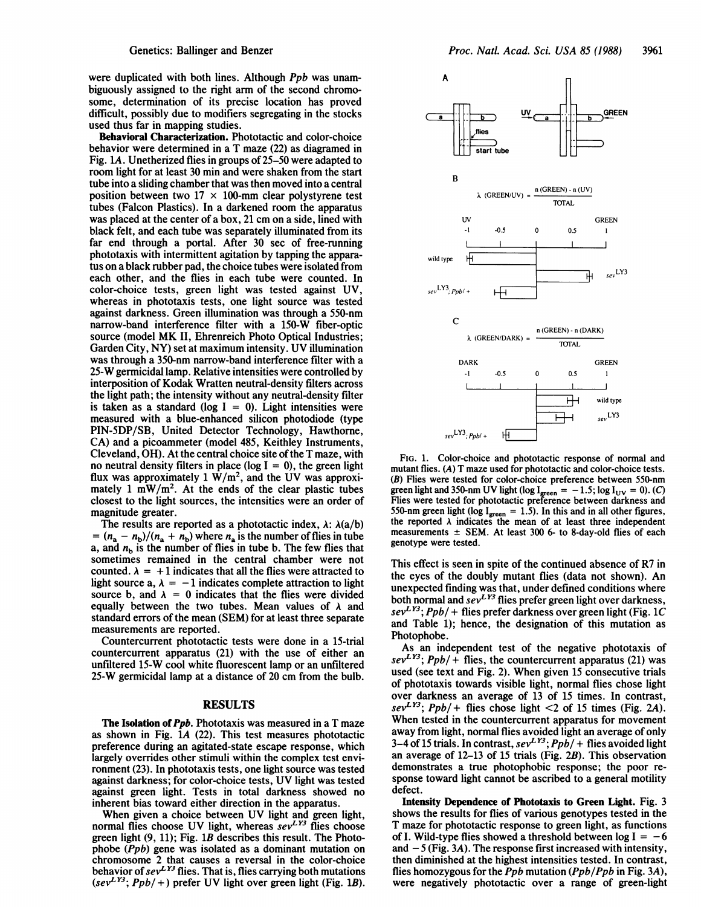were duplicated with both lines. Although *Ppb* was unambiguously assigned to the right arm of the second chromosome, determination of its precise location has proved difficult, possibly due to modifiers segregating in the stocks used thus far in mapping studies.

**Behavioral Characterization.** Phototactic and color-choice behavior were determined in a T maze (22) as diagramed in Fig. 1*A*. Unetherized flies in groups of 25–50 were adapted to room light for at least 30 min and were shaken from the start tube into a sliding chamber that was then moved into a central position between two 17 × 100-mm clear polystyrene test tubes (Falcon Plastics). In a darkened room the apparatus was placed at the center of a box, 21 cm on a side, lined with black felt, and each tube was separately illuminated from its far end through a portal. After 30 sec of free-running phototaxis with intermittent agitation by tapping the apparatus on a black rubber pad, the choice tubes were isolated from each other, and the flies in each tube were counted. In color-choice tests, green light was tested against UV, whereas in phototaxis tests, one light source was tested against darkness. Green illumination was through a 550-nm narrow-band interference filter with a 150-W fiber-optic source (model MK II, Ehrenreich Photo Optical Industries; Garden City, NY) set at maximum intensity. UV illumination was through a 350-nm narrow-band interference filter with a 25-W germicidal lamp. Relative intensities were controlled by interposition of Kodak Wratten neutral-density filters across the light path; the intensity without any neutral-density filter is taken as a standard (log I = 0). Light intensities were measured with a blue-enhanced silicon photodiode (type PIN-5DP/SB, United Detector Technology, Hawthorne, CA) and a picoammeter (model 485, Keithley Instruments, Cleveland, OH). At the central choice site of the T maze, with no neutral density filters in place (log I = 0), the green light flux was approximately 1 W/m$^2$, and the UV was approximately 1 mW/m$^2$. At the ends of the clear plastic tubes closest to the light sources, the intensities were an order of magnitude greater.

The results are reported as a phototactic index, $\lambda$: $\lambda(a/b) = (n_a - n_b)/(n_a + n_b)$ where $n_a$ is the number of flies in tube a, and $n_b$ is the number of flies in tube b. The few flies that sometimes remained in the central chamber were not counted. $\lambda = +1$ indicates that all the flies were attracted to light source a, $\lambda = -1$ indicates complete attraction to light source b, and $\lambda = 0$ indicates that the flies were divided equally between the two tubes. Mean values of $\lambda$ and standard errors of the mean (SEM) for at least three separate measurements are reported.

Countercurrent phototactic tests were done in a 15-trial countercurrent apparatus (21) with the use of either an unfiltered 15-W cool white fluorescent lamp or an unfiltered 25-W germicidal lamp at a distance of 20 cm from the bulb.

## RESULTS

**The Isolation of *Ppb*.** Phototaxis was measured in a T maze as shown in Fig. 1*A* (22). This test measures phototactic preference during an agitated-state escape response, which largely overrides other stimuli within the complex test environment (23). In phototaxis tests, one light source was tested against darkness; for color-choice tests, UV light was tested against green light. Tests in total darkness showed no inherent bias toward either direction in the apparatus.

When given a choice between UV light and green light, normal flies choose UV light, whereas $sev^{LY3}$ flies choose green light (9, 11); Fig. 1*B* describes this result. The Photophobe (*Ppb*) gene was isolated as a dominant mutation on chromosome 2 that causes a reversal in the color-choice behavior of $sev^{LY3}$ flies. That is, flies carrying both mutations ($sev^{LY3}$; *Ppb*/+) prefer UV light over green light (Fig. 1*B*).

FIG. 1. Color-choice and phototactic response of normal and mutant flies. (*A*) T maze used for phototactic and color-choice tests. (*B*) Flies were tested for color-choice preference between 550-nm green light and 350-nm UV light (log $I_{green} = -1.5$; log $I_{UV} = 0$). (*C*) Flies were tested for phototactic preference between darkness and 550-nm green light (log $I_{green} = 1.5$). In this and in all other figures, the reported $\lambda$ indicates the mean of at least three independent measurements ± SEM. At least 300 6- to 8-day-old flies of each genotype were tested.

This effect is seen in spite of the continued absence of R7 in the eyes of the doubly mutant flies (data not shown). An unexpected finding was that, under defined conditions where both normal and $sev^{LY3}$ flies prefer green light over darkness, $sev^{LY3}$; *Ppb*/+ flies prefer darkness over green light (Fig. 1*C* and Table 1); hence, the designation of this mutation as Photophobe.

As an independent test of the negative phototaxis of $sev^{LY3}$; *Ppb*/+ flies, the countercurrent apparatus (21) was used (see text and Fig. 2). When given 15 consecutive trials of phototaxis towards visible light, normal flies chose light over darkness an average of 13 of 15 times. In contrast, $sev^{LY3}$; *Ppb*/+ flies chose light <2 of 15 times (Fig. 2*A*). When tested in the countercurrent apparatus for movement away from light, normal flies avoided light an average of only 3–4 of 15 trials. In contrast, $sev^{LY3}$; *Ppb*/+ flies avoided light an average of 12–13 of 15 trials (Fig. 2*B*). This observation demonstrates a true photophobic response; the poor response toward light cannot be ascribed to a general motility defect.

**Intensity Dependence of Phototaxis to Green Light.** Fig. 3 shows the results for flies of various genotypes tested in the T maze for phototactic response to green light, as functions of I. Wild-type flies showed a threshold between log I = −6 and −5 (Fig. 3*A*). The response first increased with intensity, then diminished at the highest intensities tested. In contrast, flies homozygous for the *Ppb* mutation (*Ppb*/*Ppb* in Fig. 3*A*), were negatively phototactic over a range of green-light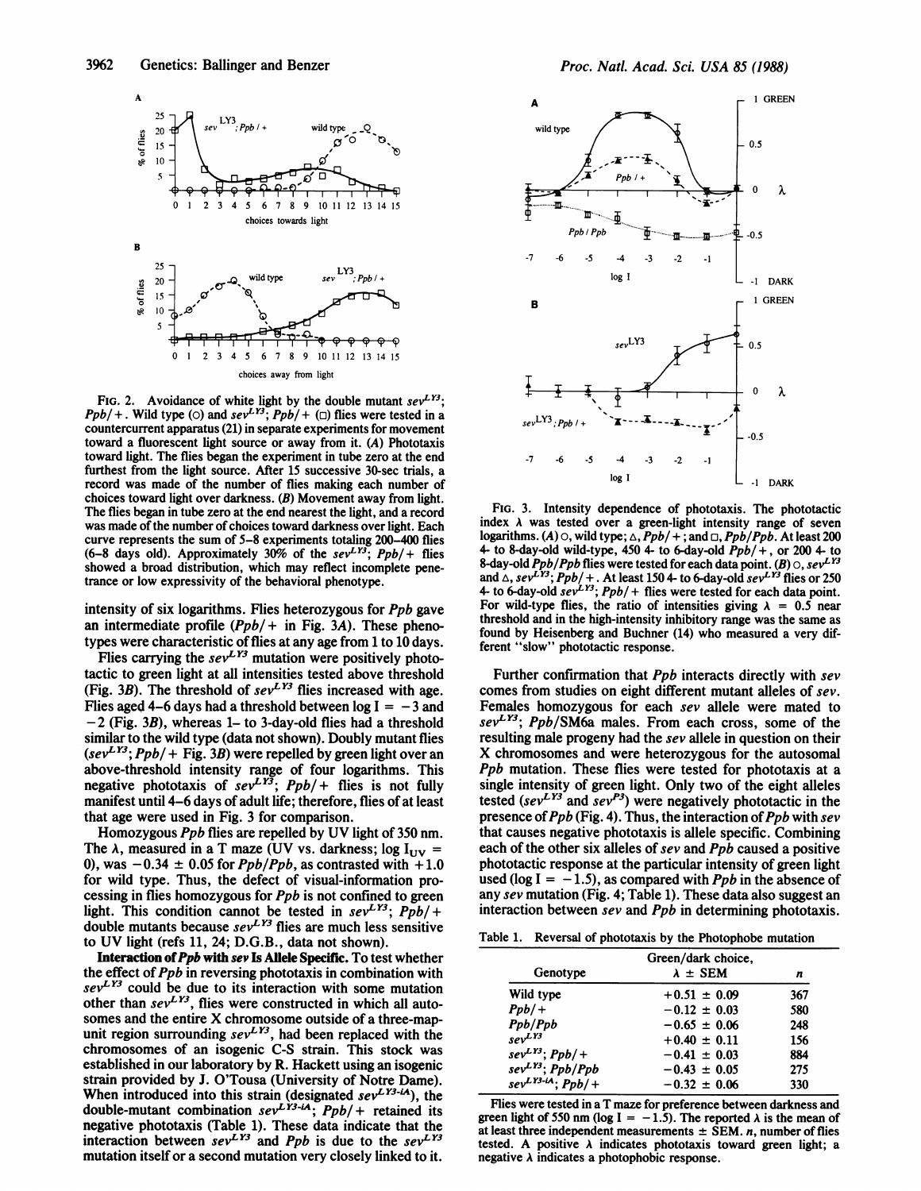FIG. 2. Avoidance of white light by the double mutant $sev^{LY3}$; $Ppb/+$. Wild type (○) and $sev^{LY3}$; $Ppb/+$ (□) flies were tested in a countercurrent apparatus (21) in separate experiments for movement toward a fluorescent light source or away from it. (A) Phototaxis toward light. The flies began the experiment in tube zero at the end furthest from the light source. After 15 successive 30-sec trials, a record was made of the number of flies making each number of choices toward light over darkness. (B) Movement away from light. The flies began in tube zero at the end nearest the light, and a record was made of the number of choices toward darkness over light. Each curve represents the sum of 5–8 experiments totaling 200–400 flies (6–8 days old). Approximately 30% of the $sev^{LY3}$; $Ppb/+$ flies showed a broad distribution, which may reflect incomplete penetrance or low expressivity of the behavioral phenotype.

intensity of six logarithms. Flies heterozygous for *Ppb* gave an intermediate profile ($Ppb/+$ in Fig. 3A). These phenotypes were characteristic of flies at any age from 1 to 10 days.

Flies carrying the $sev^{LY3}$ mutation were positively phototactic to green light at all intensities tested above threshold (Fig. 3B). The threshold of $sev^{LY3}$ flies increased with age. Flies aged 4–6 days had a threshold between $\log I = -3$ and $-2$ (Fig. 3B), whereas 1- to 3-day-old flies had a threshold similar to the wild type (data not shown). Doubly mutant flies ($sev^{LY3}$; $Ppb/+$ Fig. 3B) were repelled by green light over an above-threshold intensity range of four logarithms. This negative phototaxis of $sev^{LY3}$; $Ppb/+$ flies is not fully manifest until 4–6 days of adult life; therefore, flies of at least that age were used in Fig. 3 for comparison.

Homozygous *Ppb* flies are repelled by UV light of 350 nm. The $\lambda$, measured in a T maze (UV vs. darkness; $\log I_{UV} = 0$), was $-0.34 \pm 0.05$ for $Ppb/Ppb$, as contrasted with $+1.0$ for wild type. Thus, the defect of visual-information processing in flies homozygous for *Ppb* is not confined to green light. This condition cannot be tested in $sev^{LY3}$; $Ppb/+$ double mutants because $sev^{LY3}$ flies are much less sensitive to UV light (refs 11, 24; D.G.B., data not shown).

**Interaction of *Ppb* with *sev* Is Allele Specific.** To test whether the effect of *Ppb* in reversing phototaxis in combination with $sev^{LY3}$ could be due to its interaction with some mutation other than $sev^{LY3}$, flies were constructed in which all autosomes and the entire X chromosome outside of a three-map-unit region surrounding $sev^{LY3}$, had been replaced with the chromosomes of an isogenic C-S strain. This stock was established in our laboratory by R. Hackett using an isogenic strain provided by J. O'Tousa (University of Notre Dame). When introduced into this strain (designated $sev^{LY3\text{-}iA}$), the double-mutant combination $sev^{LY3\text{-}iA}$; $Ppb/+$ retained its negative phototaxis (Table 1). These data indicate that the interaction between $sev^{LY3}$ and *Ppb* is due to the $sev^{LY3}$ mutation itself or a second mutation very closely linked to it.

FIG. 3. Intensity dependence of phototaxis. The phototactic index $\lambda$ was tested over a green-light intensity range of seven logarithms. (A) ○, wild type; △, $Ppb/+$; and □, $Ppb/Ppb$. At least 200 4- to 8-day-old wild-type, 450 4- to 6-day-old $Ppb/+$, or 200 4- to 8-day-old $Ppb/Ppb$ flies were tested for each data point. (B) ○, $sev^{LY3}$ and △, $sev^{LY3}$; $Ppb/+$. At least 150 4- to 6-day-old $sev^{LY3}$ flies or 250 4- to 6-day-old $sev^{LY3}$; $Ppb/+$ flies were tested for each data point. For wild-type flies, the ratio of intensities giving $\lambda = 0.5$ near threshold and in the high-intensity inhibitory range was the same as found by Heisenberg and Buchner (14) who measured a very different "slow" phototactic response.

Further confirmation that *Ppb* interacts directly with *sev* comes from studies on eight different mutant alleles of *sev*. Females homozygous for each *sev* allele were mated to $sev^{LY3}$; *Ppb*/SM6a males. From each cross, some of the resulting male progeny had the *sev* allele in question on their X chromosomes and were heterozygous for the autosomal *Ppb* mutation. These flies were tested for phototaxis at a single intensity of green light. Only two of the eight alleles tested ($sev^{LY3}$ and $sev^{P3}$) were negatively phototactic in the presence of *Ppb* (Fig. 4). Thus, the interaction of *Ppb* with *sev* that causes negative phototaxis is allele specific. Combining each of the other six alleles of *sev* and *Ppb* caused a positive phototactic response at the particular intensity of green light used ($\log I = -1.5$), as compared with *Ppb* in the absence of any *sev* mutation (Fig. 4; Table 1). These data also suggest an interaction between *sev* and *Ppb* in determining phototaxis.

Table 1. Reversal of phototaxis by the Photophobe mutation

| Genotype | Green/dark choice, $\lambda \pm$ SEM | $n$ |
|---|---|---|
| Wild type | $+0.51 \pm 0.09$ | 367 |
| $Ppb/+$ | $-0.12 \pm 0.03$ | 580 |
| $Ppb/Ppb$ | $-0.65 \pm 0.06$ | 248 |
| $sev^{LY3}$ | $+0.40 \pm 0.11$ | 156 |
| $sev^{LY3}$; $Ppb/+$ | $-0.41 \pm 0.03$ | 884 |
| $sev^{LY3}$; $Ppb/Ppb$ | $-0.43 \pm 0.05$ | 275 |
| $sev^{LY3\text{-}iA}$; $Ppb/+$ | $-0.32 \pm 0.06$ | 330 |

Flies were tested in a T maze for preference between darkness and green light of 550 nm ($\log I = -1.5$). The reported $\lambda$ is the mean of at least three independent measurements $\pm$ SEM. $n$, number of flies tested. A positive $\lambda$ indicates phototaxis toward green light; a negative $\lambda$ indicates a photophobic response.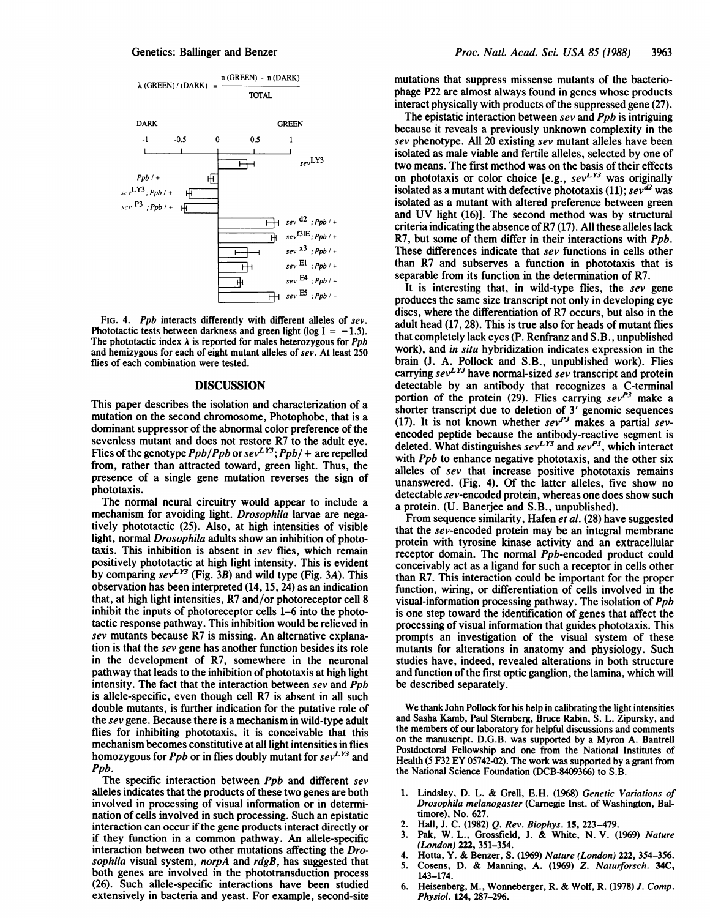$$\lambda\ (\text{GREEN})/(\text{DARK}) = \frac{\text{n (GREEN)} - \text{n (DARK)}}{\text{TOTAL}}$$

FIG. 4. *Ppb* interacts differently with different alleles of *sev*. Phototactic tests between darkness and green light (log I = −1.5). The phototactic index λ is reported for males heterozygous for *Ppb* and hemizygous for each of eight mutant alleles of *sev*. At least 250 flies of each combination were tested.

## DISCUSSION

This paper describes the isolation and characterization of a mutation on the second chromosome, Photophobe, that is a dominant suppressor of the abnormal color preference of the sevenless mutant and does not restore R7 to the adult eye. Flies of the genotype *Ppb*/*Ppb* or $sev^{LY3}$; *Ppb*/+ are repelled from, rather than attracted toward, green light. Thus, the presence of a single gene mutation reverses the sign of phototaxis.

The normal neural circuitry would appear to include a mechanism for avoiding light. *Drosophila* larvae are negatively phototactic (25). Also, at high intensities of visible light, normal *Drosophila* adults show an inhibition of phototaxis. This inhibition is absent in *sev* flies, which remain positively phototactic at high light intensity. This is evident by comparing $sev^{LY3}$ (Fig. 3*B*) and wild type (Fig. 3*A*). This observation has been interpreted (14, 15, 24) as an indication that, at high light intensities, R7 and/or photoreceptor cell 8 inhibit the inputs of photoreceptor cells 1–6 into the phototactic response pathway. This inhibition would be relieved in *sev* mutants because R7 is missing. An alternative explanation is that the *sev* gene has another function besides its role in the development of R7, somewhere in the neuronal pathway that leads to the inhibition of phototaxis at high light intensity. The fact that the interaction between *sev* and *Ppb* is allele-specific, even though cell R7 is absent in all such double mutants, is further indication for the putative role of the *sev* gene. Because there is a mechanism in wild-type adult flies for inhibiting phototaxis, it is conceivable that this mechanism becomes constitutive at all light intensities in flies homozygous for *Ppb* or in flies doubly mutant for $sev^{LY3}$ and *Ppb*.

The specific interaction between *Ppb* and different *sev* alleles indicates that the products of these two genes are both involved in processing of visual information or in determination of cells involved in such processing. Such an epistatic interaction can occur if the gene products interact directly or if they function in a common pathway. An allele-specific interaction between two other mutations affecting the *Drosophila* visual system, *norpA* and *rdgB*, has suggested that both genes are involved in the phototransduction process (26). Such allele-specific interactions have been studied extensively in bacteria and yeast. For example, second-site mutations that suppress missense mutants of the bacteriophage P22 are almost always found in genes whose products interact physically with products of the suppressed gene (27).

The epistatic interaction between *sev* and *Ppb* is intriguing because it reveals a previously unknown complexity in the *sev* phenotype. All 20 existing *sev* mutant alleles have been isolated as male viable and fertile alleles, selected by one of two means. The first method was on the basis of their effects on phototaxis or color choice [e.g., $sev^{LY3}$ was originally isolated as a mutant with defective phototaxis (11); $sev^{d2}$ was isolated as a mutant with altered preference between green and UV light (16)]. The second method was by structural criteria indicating the absence of R7 (17). All these alleles lack R7, but some of them differ in their interactions with *Ppb*. These differences indicate that *sev* functions in cells other than R7 and subserves a function in phototaxis that is separable from its function in the determination of R7.

It is interesting that, in wild-type flies, the *sev* gene produces the same size transcript not only in developing eye discs, where the differentiation of R7 occurs, but also in the adult head (17, 28). This is true also for heads of mutant flies that completely lack eyes (P. Renfranz and S.B., unpublished work), and *in situ* hybridization indicates expression in the brain (J. A. Pollock and S.B., unpublished work). Flies carrying $sev^{LY3}$ have normal-sized *sev* transcript and protein detectable by an antibody that recognizes a C-terminal portion of the protein (29). Flies carrying $sev^{P3}$ make a shorter transcript due to deletion of 3′ genomic sequences (17). It is not known whether $sev^{P3}$ makes a partial *sev*-encoded peptide because the antibody-reactive segment is deleted. What distinguishes $sev^{LY3}$ and $sev^{P3}$, which interact with *Ppb* to enhance negative phototaxis, and the other six alleles of *sev* that increase positive phototaxis remains unanswered. (Fig. 4). Of the latter alleles, five show no detectable *sev*-encoded protein, whereas one does show such a protein. (U. Banerjee and S.B., unpublished).

From sequence similarity, Hafen *et al.* (28) have suggested that the *sev*-encoded protein may be an integral membrane protein with tyrosine kinase activity and an extracellular receptor domain. The normal *Ppb*-encoded product could conceivably act as a ligand for such a receptor in cells other than R7. This interaction could be important for the proper function, wiring, or differentiation of cells involved in the visual-information processing pathway. The isolation of *Ppb* is one step toward the identification of genes that affect the processing of visual information that guides phototaxis. This prompts an investigation of the visual system of these mutants for alterations in anatomy and physiology. Such studies have, indeed, revealed alterations in both structure and function of the first optic ganglion, the lamina, which will be described separately.

We thank John Pollock for his help in calibrating the light intensities and Sasha Kamb, Paul Sternberg, Bruce Rabin, S. L. Zipursky, and the members of our laboratory for helpful discussions and comments on the manuscript. D.G.B. was supported by a Myron A. Bantrell Postdoctoral Fellowship and one from the National Institutes of Health (5 F32 EY 05742-02). The work was supported by a grant from the National Science Foundation (DCB-8409366) to S.B.

1. Lindsley, D. L. & Grell, E.H. (1968) *Genetic Variations of Drosophila melanogaster* (Carnegie Inst. of Washington, Baltimore), No. 627.
2. Hall, J. C. (1982) *Q. Rev. Biophys.* **15**, 223–479.
3. Pak, W. L., Grossfield, J. & White, N. V. (1969) *Nature (London)* **222**, 351–354.
4. Hotta, Y. & Benzer, S. (1969) *Nature (London)* **222**, 354–356.
5. Cosens, D. & Manning, A. (1969) *Z. Naturforsch.* **34C**, 143–174.
6. Heisenberg, M., Wonneberger, R. & Wolf, R. (1978) *J. Comp. Physiol.* **124**, 287–296.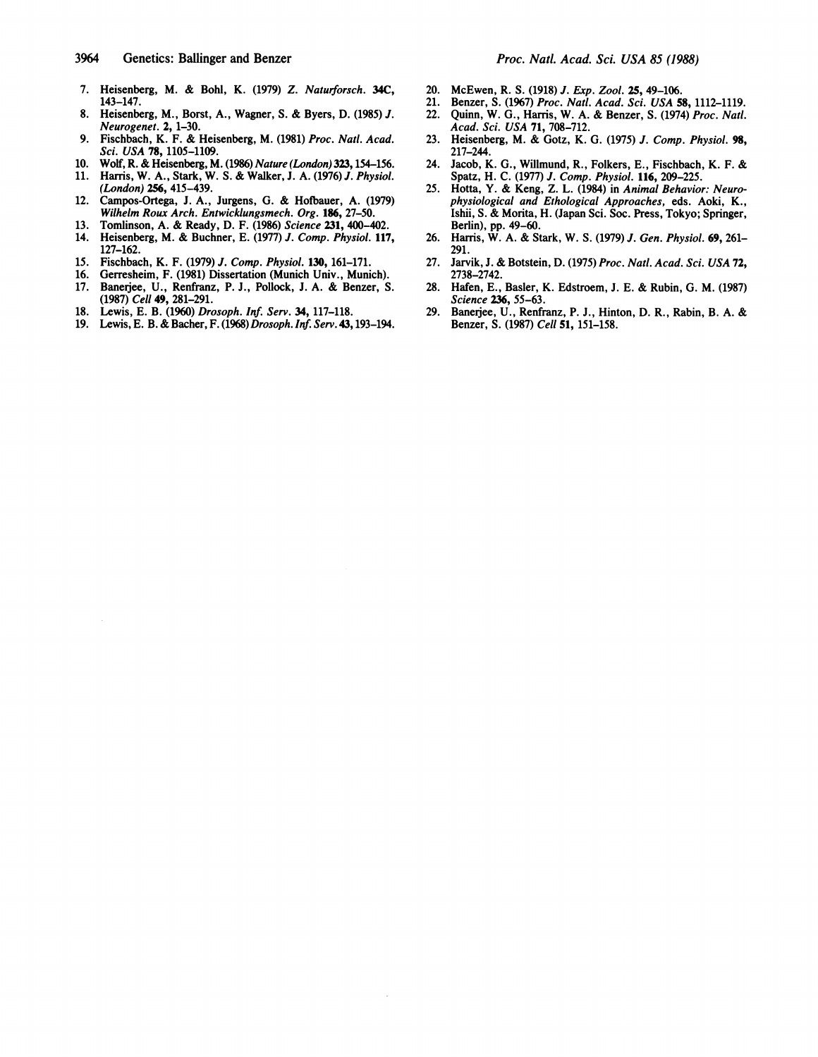7. Heisenberg, M. & Bohl, K. (1979) *Z. Naturforsch.* **34C**, 143–147.
8. Heisenberg, M., Borst, A., Wagner, S. & Byers, D. (1985) *J. Neurogenet.* **2**, 1–30.
9. Fischbach, K. F. & Heisenberg, M. (1981) *Proc. Natl. Acad. Sci. USA* **78**, 1105–1109.
10. Wolf, R. & Heisenberg, M. (1986) *Nature (London)* **323**, 154–156.
11. Harris, W. A., Stark, W. S. & Walker, J. A. (1976) *J. Physiol. (London)* **256**, 415–439.
12. Campos-Ortega, J. A., Jurgens, G. & Hofbauer, A. (1979) *Wilhelm Roux Arch. Entwicklungsmech. Org.* **186**, 27–50.
13. Tomlinson, A. & Ready, D. F. (1986) *Science* **231**, 400–402.
14. Heisenberg, M. & Buchner, E. (1977) *J. Comp. Physiol.* **117**, 127–162.
15. Fischbach, K. F. (1979) *J. Comp. Physiol.* **130**, 161–171.
16. Gerresheim, F. (1981) Dissertation (Munich Univ., Munich).
17. Banerjee, U., Renfranz, P. J., Pollock, J. A. & Benzer, S. (1987) *Cell* **49**, 281–291.
18. Lewis, E. B. (1960) *Drosoph. Inf. Serv.* **34**, 117–118.
19. Lewis, E. B. & Bacher, F. (1968) *Drosoph. Inf. Serv.* **43**, 193–194.
20. McEwen, R. S. (1918) *J. Exp. Zool.* **25**, 49–106.
21. Benzer, S. (1967) *Proc. Natl. Acad. Sci. USA* **58**, 1112–1119.
22. Quinn, W. G., Harris, W. A. & Benzer, S. (1974) *Proc. Natl. Acad. Sci. USA* **71**, 708–712.
23. Heisenberg, M. & Gotz, K. G. (1975) *J. Comp. Physiol.* **98**, 217–244.
24. Jacob, K. G., Willmund, R., Folkers, E., Fischbach, K. F. & Spatz, H. C. (1977) *J. Comp. Physiol.* **116**, 209–225.
25. Hotta, Y. & Keng, Z. L. (1984) in *Animal Behavior: Neurophysiological and Ethological Approaches*, eds. Aoki, K., Ishii, S. & Morita, H. (Japan Sci. Soc. Press, Tokyo; Springer, Berlin), pp. 49–60.
26. Harris, W. A. & Stark, W. S. (1979) *J. Gen. Physiol.* **69**, 261–291.
27. Jarvik, J. & Botstein, D. (1975) *Proc. Natl. Acad. Sci. USA* **72**, 2738–2742.
28. Hafen, E., Basler, K. Edstroem, J. E. & Rubin, G. M. (1987) *Science* **236**, 55–63.
29. Banerjee, U., Renfranz, P. J., Hinton, D. R., Rabin, B. A. & Benzer, S. (1987) *Cell* **51**, 151–158.